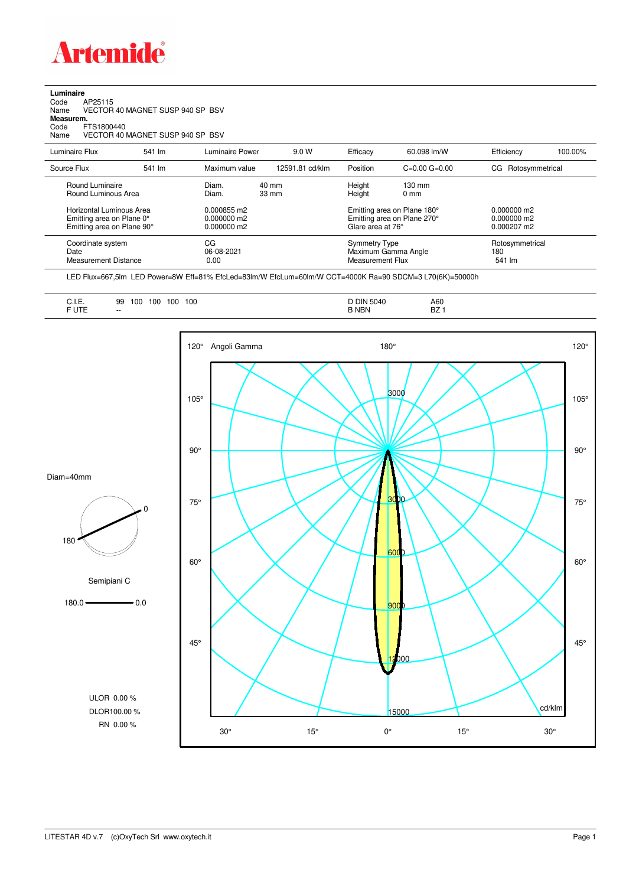# Artemide

**Luminaire**
Code AP25115
Name VECTOR 40 MAGNET SUSP 940 SP BSV

**Measurem.**
Code FTS1800440
Name VECTOR 40 MAGNET SUSP 940 SP BSV

| Luminaire Flux | 541 lm | Luminaire Power | 9.0 W | Efficacy | 60.098 lm/W | Efficiency | 100.00% |
|---|---|---|---|---|---|---|---|
| Source Flux | 541 lm | Maximum value | 12591.81 cd/klm | Position | C=0.00 G=0.00 | CG | Rotosymmetrical |

| | | | | |
|---|---|---|---|---|
| Round Luminaire | Diam. 40 mm | Height 130 mm | | |
| Round Luminous Area | Diam. 33 mm | Height 0 mm | | |
| Horizontal Luminous Area | 0.000855 m2 | Emitting area on Plane 180° | 0.000000 m2 | |
| Emitting area on Plane 0° | 0.000000 m2 | Emitting area on Plane 270° | 0.000000 m2 | |
| Emitting area on Plane 90° | 0.000000 m2 | Glare area at 76° | 0.000207 m2 | |

| | | | |
|---|---|---|---|
| Coordinate system | CG | Symmetry Type | Rotosymmetrical |
| Date | 06-08-2021 | Maximum Gamma Angle | 180 |
| Measurement Distance | 0.00 | Measurement Flux | 541 lm |

LED Flux=667,5lm LED Power=8W Eff=81% EfcLed=83lm/W EfcLum=60lm/W CCT=4000K Ra=90 SDCM=3 L70(6K)=50000h

| | | | |
|---|---|---|---|
| C.I.E. | 99 100 100 100 100 | D DIN 5040 | A60 |
| F UTE | -- | B NBN | BZ 1 |

Diam=40mm

Semipiani C

180.0 — 0.0

ULOR 0.00 %
DLOR100.00 %
RN 0.00 %

Angoli Gamma — cd/klm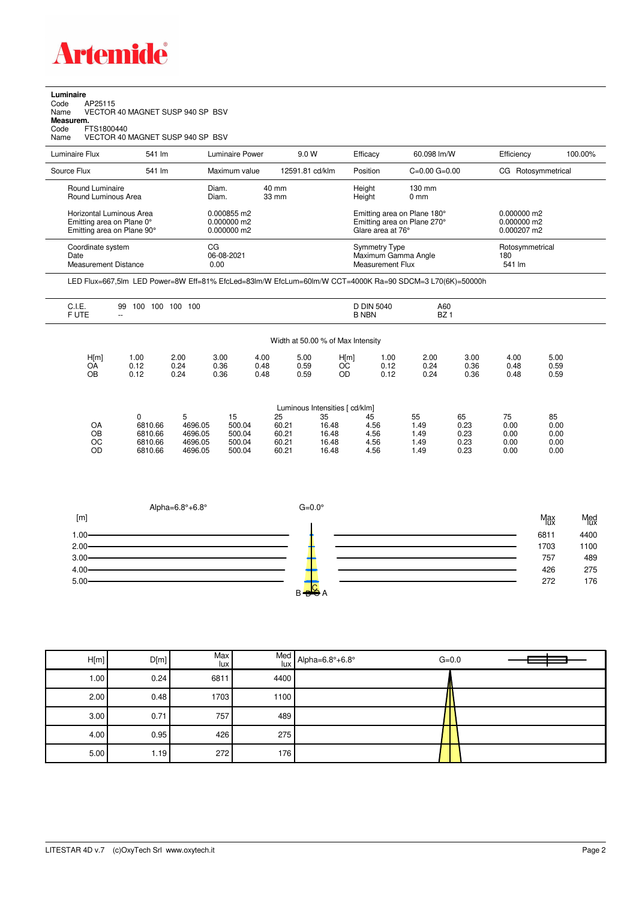Artemide

**Luminaire**
Code AP25115
Name VECTOR 40 MAGNET SUSP 940 SP BSV
**Measurem.**
Code FTS1800440
Name VECTOR 40 MAGNET SUSP 940 SP BSV

| | | | | | | | |
|---|---|---|---|---|---|---|---|
| Luminaire Flux | 541 lm | Luminaire Power | 9.0 W | Efficacy | 60.098 lm/W | Efficiency | 100.00% |
| Source Flux | 541 lm | Maximum value | 12591.81 cd/klm | Position | C=0.00 G=0.00 | CG Rotosymmetrical | |

| | | | | | | |
|---|---|---|---|---|---|---|
| Round Luminaire | Diam. | 40 mm | Height | 130 mm | | |
| Round Luminous Area | Diam. | 33 mm | Height | 0 mm | | |
| Horizontal Luminous Area | 0.000855 m2 | | Emitting area on Plane 180° | | 0.000000 m2 | |
| Emitting area on Plane 0° | 0.000000 m2 | | Emitting area on Plane 270° | | 0.000000 m2 | |
| Emitting area on Plane 90° | 0.000000 m2 | | Glare area at 76° | | 0.000207 m2 | |
| Coordinate system | CG | | Symmetry Type | | Rotosymmetrical | |
| Date | 06-08-2021 | | Maximum Gamma Angle | | 180 | |
| Measurement Distance | 0.00 | | Measurement Flux | | 541 lm | |

LED Flux=667,5lm LED Power=8W Eff=81% EfcLed=83lm/W EfcLum=60lm/W CCT=4000K Ra=90 SDCM=3 L70(6K)=50000h

| | | | |
|---|---|---|---|
| C.I.E. | 99 100 100 100 100 | D DIN 5040 | A60 |
| F UTE | -- | B NBN | BZ 1 |

Width at 50.00 % of Max Intensity

| H[m] | 1.00 | 2.00 | 3.00 | 4.00 | 5.00 | H[m] | 1.00 | 2.00 | 3.00 | 4.00 | 5.00 |
|---|---|---|---|---|---|---|---|---|---|---|---|
| OA | 0.12 | 0.24 | 0.36 | 0.48 | 0.59 | OC | 0.12 | 0.24 | 0.36 | 0.48 | 0.59 |
| OB | 0.12 | 0.24 | 0.36 | 0.48 | 0.59 | OD | 0.12 | 0.24 | 0.36 | 0.48 | 0.59 |

Luminous Intensities [ cd/klm]

| | 0 | 5 | 15 | 25 | 35 | 45 | 55 | 65 | 75 | 85 |
|---|---|---|---|---|---|---|---|---|---|---|
| OA | 6810.66 | 4696.05 | 500.04 | 60.21 | 16.48 | 4.56 | 1.49 | 0.23 | 0.00 | 0.00 |
| OB | 6810.66 | 4696.05 | 500.04 | 60.21 | 16.48 | 4.56 | 1.49 | 0.23 | 0.00 | 0.00 |
| OC | 6810.66 | 4696.05 | 500.04 | 60.21 | 16.48 | 4.56 | 1.49 | 0.23 | 0.00 | 0.00 |
| OD | 6810.66 | 4696.05 | 500.04 | 60.21 | 16.48 | 4.56 | 1.49 | 0.23 | 0.00 | 0.00 |

Alpha=6.8°+6.8°
G=0.0°
[m]
Max lux
Med lux
1.00 6811 4400
2.00 1703 1100
3.00 757 489
4.00 426 275
5.00 272 176
B D C A

| H[m] | D[m] | Max lux | Med lux | Alpha=6.8°+6.8° G=0.0 |
|---|---|---|---|---|
| 1.00 | 0.24 | 6811 | 4400 | |
| 2.00 | 0.48 | 1703 | 1100 | |
| 3.00 | 0.71 | 757 | 489 | |
| 4.00 | 0.95 | 426 | 275 | |
| 5.00 | 1.19 | 272 | 176 | |

LITESTAR 4D v.7 (c)OxyTech Srl www.oxytech.it